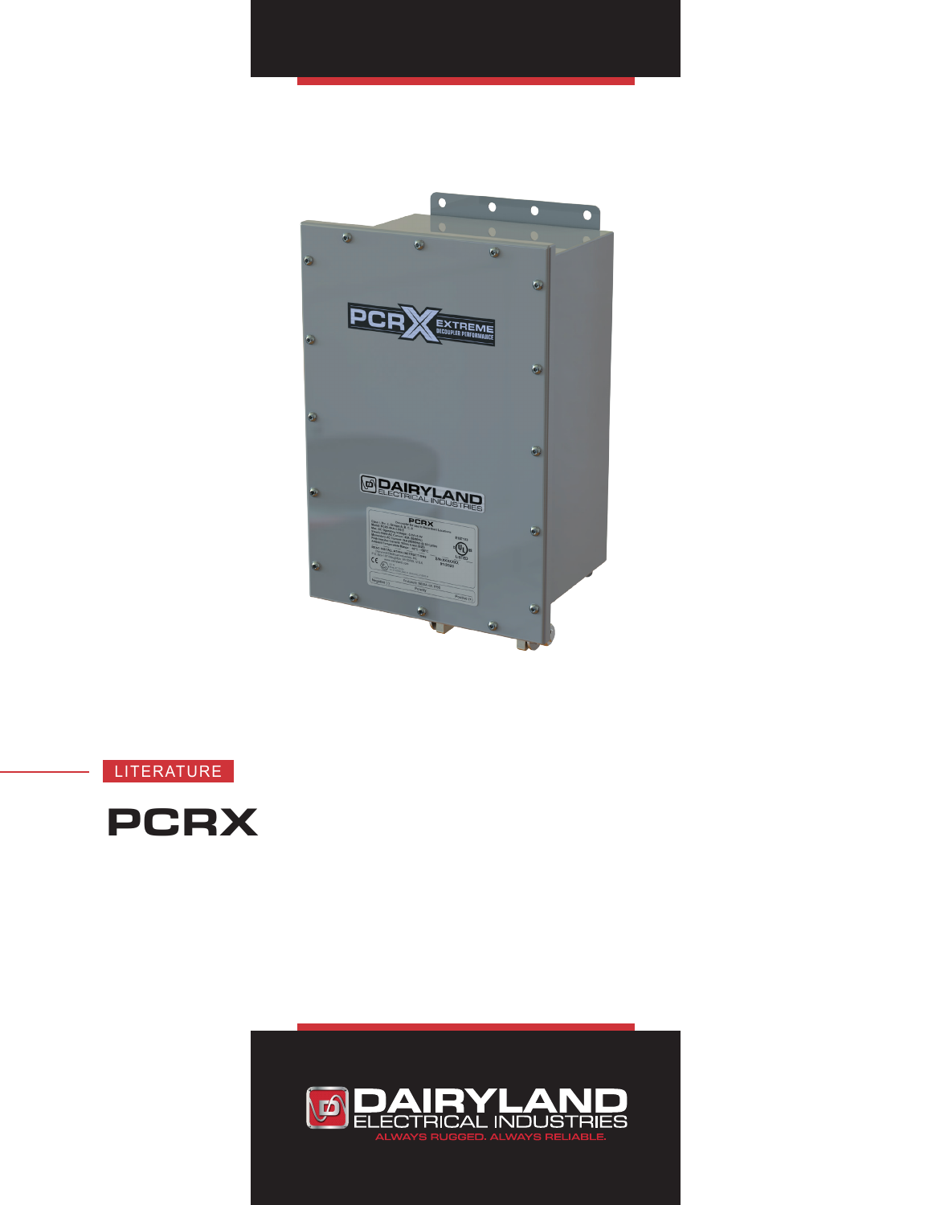LITERATURE

# PCRX

DAIRYLAND ELECTRICAL INDUSTRIES

ALWAYS RUGGED. ALWAYS RELIABLE.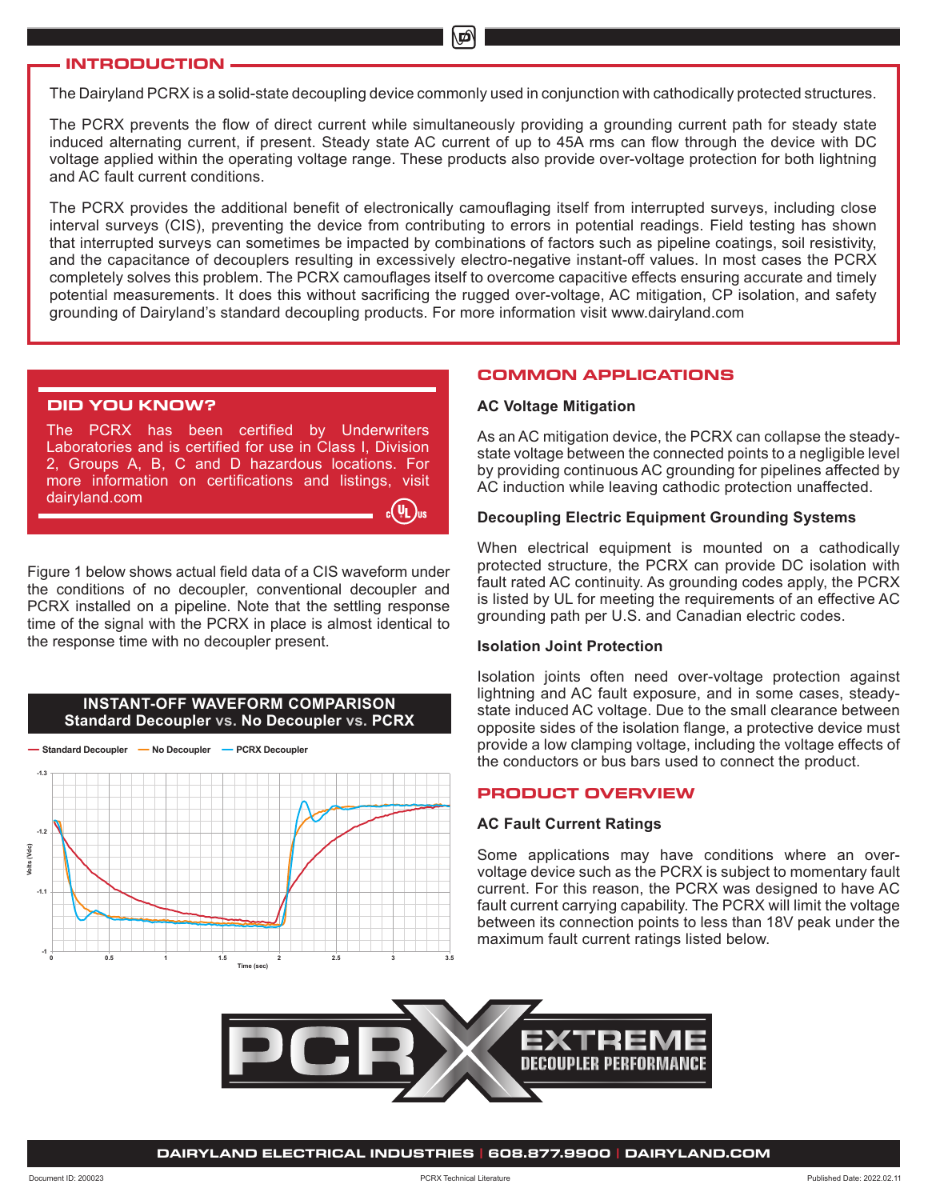## INTRODUCTION

The Dairyland PCRX is a solid-state decoupling device commonly used in conjunction with cathodically protected structures.

The PCRX prevents the flow of direct current while simultaneously providing a grounding current path for steady state induced alternating current, if present. Steady state AC current of up to 45A rms can flow through the device with DC voltage applied within the operating voltage range. These products also provide over-voltage protection for both lightning and AC fault current conditions.

The PCRX provides the additional benefit of electronically camouflaging itself from interrupted surveys, including close interval surveys (CIS), preventing the device from contributing to errors in potential readings. Field testing has shown that interrupted surveys can sometimes be impacted by combinations of factors such as pipeline coatings, soil resistivity, and the capacitance of decouplers resulting in excessively electro-negative instant-off values. In most cases the PCRX completely solves this problem. The PCRX camouflages itself to overcome capacitive effects ensuring accurate and timely potential measurements. It does this without sacrificing the rugged over-voltage, AC mitigation, CP isolation, and safety grounding of Dairyland's standard decoupling products. For more information visit www.dairyland.com

### DID YOU KNOW?

The PCRX has been certified by Underwriters Laboratories and is certified for use in Class I, Division 2, Groups A, B, C and D hazardous locations. For more information on certifications and listings, visit dairyland.com

Figure 1 below shows actual field data of a CIS waveform under the conditions of no decoupler, conventional decoupler and PCRX installed on a pipeline. Note that the settling response time of the signal with the PCRX in place is almost identical to the response time with no decoupler present.

**INSTANT-OFF WAVEFORM COMPARISON**
**Standard Decoupler vs. No Decoupler vs. PCRX**

## COMMON APPLICATIONS

### AC Voltage Mitigation

As an AC mitigation device, the PCRX can collapse the steady-state voltage between the connected points to a negligible level by providing continuous AC grounding for pipelines affected by AC induction while leaving cathodic protection unaffected.

### Decoupling Electric Equipment Grounding Systems

When electrical equipment is mounted on a cathodically protected structure, the PCRX can provide DC isolation with fault rated AC continuity. As grounding codes apply, the PCRX is listed by UL for meeting the requirements of an effective AC grounding path per U.S. and Canadian electric codes.

### Isolation Joint Protection

Isolation joints often need over-voltage protection against lightning and AC fault exposure, and in some cases, steady-state induced AC voltage. Due to the small clearance between opposite sides of the isolation flange, a protective device must provide a low clamping voltage, including the voltage effects of the conductors or bus bars used to connect the product.

## PRODUCT OVERVIEW

### AC Fault Current Ratings

Some applications may have conditions where an over-voltage device such as the PCRX is subject to momentary fault current. For this reason, the PCRX was designed to have AC fault current carrying capability. The PCRX will limit the voltage between its connection points to less than 18V peak under the maximum fault current ratings listed below.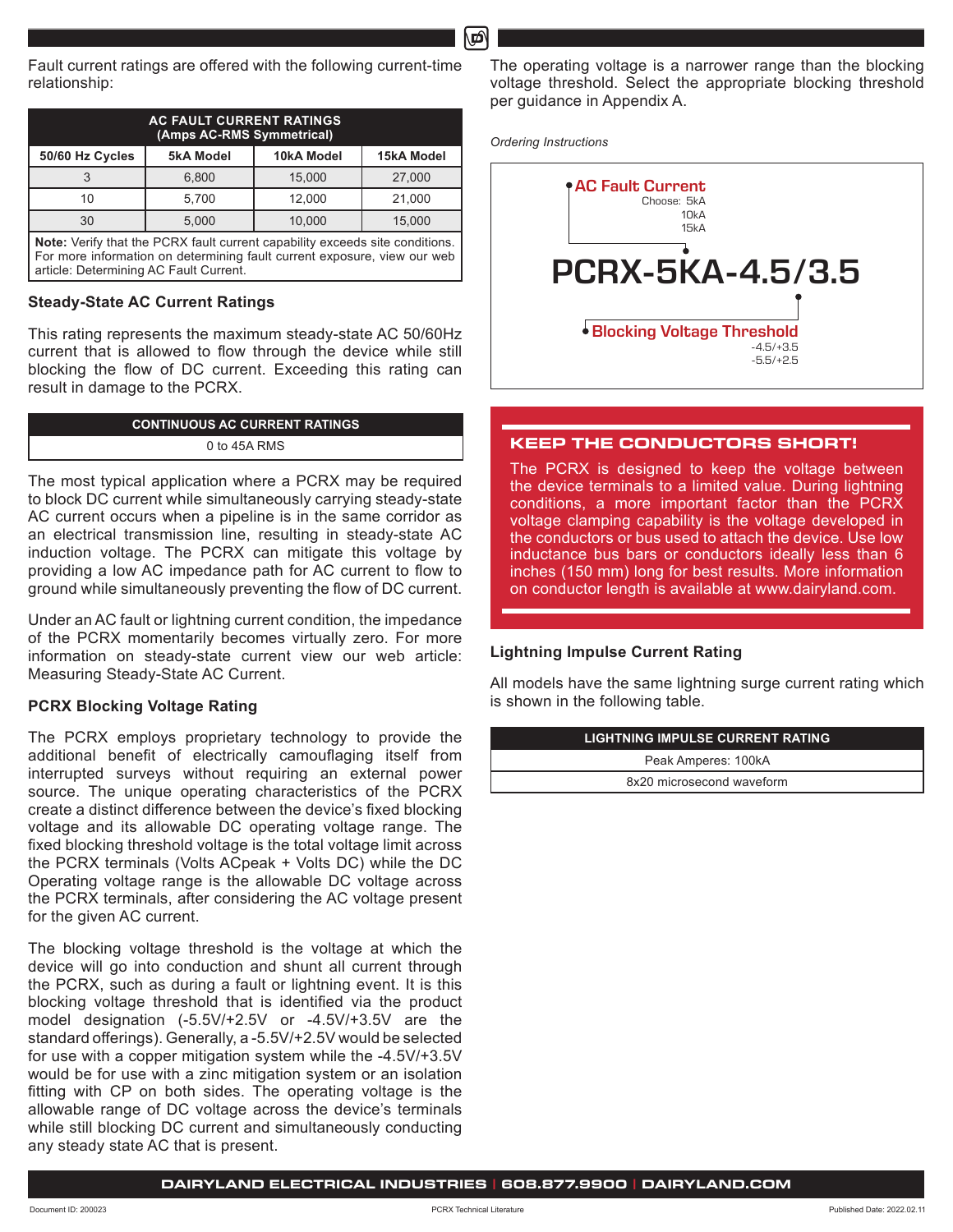Fault current ratings are offered with the following current-time relationship:

| AC FAULT CURRENT RATINGS (Amps AC-RMS Symmetrical) | | | |
|---|---|---|---|
| 50/60 Hz Cycles | 5kA Model | 10kA Model | 15kA Model |
| 3 | 6,800 | 15,000 | 27,000 |
| 10 | 5,700 | 12,000 | 21,000 |
| 30 | 5,000 | 10,000 | 15,000 |

**Note:** Verify that the PCRX fault current capability exceeds site conditions. For more information on determining fault current exposure, view our web article: Determining AC Fault Current.

### Steady-State AC Current Ratings

This rating represents the maximum steady-state AC 50/60Hz current that is allowed to flow through the device while still blocking the flow of DC current. Exceeding this rating can result in damage to the PCRX.

| CONTINUOUS AC CURRENT RATINGS |
|---|
| 0 to 45A RMS |

The most typical application where a PCRX may be required to block DC current while simultaneously carrying steady-state AC current occurs when a pipeline is in the same corridor as an electrical transmission line, resulting in steady-state AC induction voltage. The PCRX can mitigate this voltage by providing a low AC impedance path for AC current to flow to ground while simultaneously preventing the flow of DC current.

Under an AC fault or lightning current condition, the impedance of the PCRX momentarily becomes virtually zero. For more information on steady-state current view our web article: Measuring Steady-State AC Current.

### PCRX Blocking Voltage Rating

The PCRX employs proprietary technology to provide the additional benefit of electrically camouflaging itself from interrupted surveys without requiring an external power source. The unique operating characteristics of the PCRX create a distinct difference between the device's fixed blocking voltage and its allowable DC operating voltage range. The fixed blocking threshold voltage is the total voltage limit across the PCRX terminals (Volts ACpeak + Volts DC) while the DC Operating voltage range is the allowable DC voltage across the PCRX terminals, after considering the AC voltage present for the given AC current.

The blocking voltage threshold is the voltage at which the device will go into conduction and shunt all current through the PCRX, such as during a fault or lightning event. It is this blocking voltage threshold that is identified via the product model designation (-5.5V/+2.5V or -4.5V/+3.5V are the standard offerings). Generally, a -5.5V/+2.5V would be selected for use with a copper mitigation system while the -4.5V/+3.5V would be for use with a zinc mitigation system or an isolation fitting with CP on both sides. The operating voltage is the allowable range of DC voltage across the device's terminals while still blocking DC current and simultaneously conducting any steady state AC that is present.

The operating voltage is a narrower range than the blocking voltage threshold. Select the appropriate blocking threshold per guidance in Appendix A.

*Ordering Instructions*

**AC Fault Current**
Choose: 5kA
10kA
15kA

**PCRX-5KA-4.5/3.5**

**Blocking Voltage Threshold**
-4.5/+3.5
-5.5/+2.5

### KEEP THE CONDUCTORS SHORT!

The PCRX is designed to keep the voltage between the device terminals to a limited value. During lightning conditions, a more important factor than the PCRX voltage clamping capability is the voltage developed in the conductors or bus used to attach the device. Use low inductance bus bars or conductors ideally less than 6 inches (150 mm) long for best results. More information on conductor length is available at www.dairyland.com.

### Lightning Impulse Current Rating

All models have the same lightning surge current rating which is shown in the following table.

| LIGHTNING IMPULSE CURRENT RATING |
|---|
| Peak Amperes: 100kA |
| 8x20 microsecond waveform |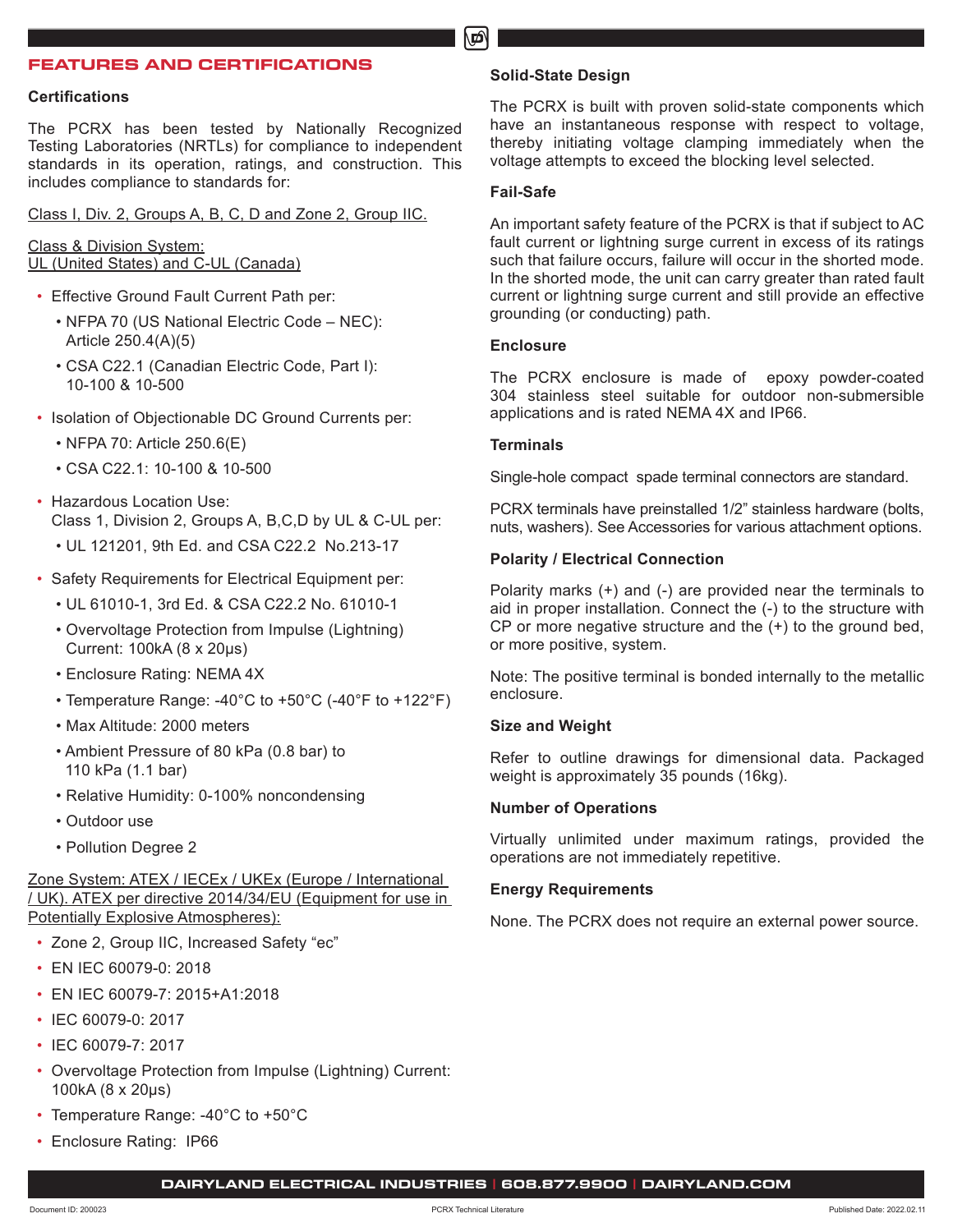## FEATURES AND CERTIFICATIONS

### Certifications

The PCRX has been tested by Nationally Recognized Testing Laboratories (NRTLs) for compliance to independent standards in its operation, ratings, and construction. This includes compliance to standards for:

Class I, Div. 2, Groups A, B, C, D and Zone 2, Group IIC.

Class & Division System:
UL (United States) and C-UL (Canada)

- Effective Ground Fault Current Path per:
  - NFPA 70 (US National Electric Code – NEC): Article 250.4(A)(5)
  - CSA C22.1 (Canadian Electric Code, Part I): 10-100 & 10-500
- Isolation of Objectionable DC Ground Currents per:
  - NFPA 70: Article 250.6(E)
  - CSA C22.1: 10-100 & 10-500
- Hazardous Location Use:
  Class 1, Division 2, Groups A, B,C,D by UL & C-UL per:
  - UL 121201, 9th Ed. and CSA C22.2 No.213-17
- Safety Requirements for Electrical Equipment per:
  - UL 61010-1, 3rd Ed. & CSA C22.2 No. 61010-1
  - Overvoltage Protection from Impulse (Lightning) Current: 100kA (8 x 20μs)
  - Enclosure Rating: NEMA 4X
  - Temperature Range: -40°C to +50°C (-40°F to +122°F)
  - Max Altitude: 2000 meters
  - Ambient Pressure of 80 kPa (0.8 bar) to 110 kPa (1.1 bar)
  - Relative Humidity: 0-100% noncondensing
  - Outdoor use
  - Pollution Degree 2

Zone System: ATEX / IECEx / UKEx (Europe / International / UK). ATEX per directive 2014/34/EU (Equipment for use in Potentially Explosive Atmospheres):

- Zone 2, Group IIC, Increased Safety "ec"
- EN IEC 60079-0: 2018
- EN IEC 60079-7: 2015+A1:2018
- IEC 60079-0: 2017
- IEC 60079-7: 2017
- Overvoltage Protection from Impulse (Lightning) Current: 100kA (8 x 20μs)
- Temperature Range: -40°C to +50°C
- Enclosure Rating: IP66

### Solid-State Design

The PCRX is built with proven solid-state components which have an instantaneous response with respect to voltage, thereby initiating voltage clamping immediately when the voltage attempts to exceed the blocking level selected.

### Fail-Safe

An important safety feature of the PCRX is that if subject to AC fault current or lightning surge current in excess of its ratings such that failure occurs, failure will occur in the shorted mode. In the shorted mode, the unit can carry greater than rated fault current or lightning surge current and still provide an effective grounding (or conducting) path.

### Enclosure

The PCRX enclosure is made of epoxy powder-coated 304 stainless steel suitable for outdoor non-submersible applications and is rated NEMA 4X and IP66.

### Terminals

Single-hole compact spade terminal connectors are standard.

PCRX terminals have preinstalled 1/2" stainless hardware (bolts, nuts, washers). See Accessories for various attachment options.

### Polarity / Electrical Connection

Polarity marks (+) and (-) are provided near the terminals to aid in proper installation. Connect the (-) to the structure with CP or more negative structure and the (+) to the ground bed, or more positive, system.

Note: The positive terminal is bonded internally to the metallic enclosure.

### Size and Weight

Refer to outline drawings for dimensional data. Packaged weight is approximately 35 pounds (16kg).

### Number of Operations

Virtually unlimited under maximum ratings, provided the operations are not immediately repetitive.

### Energy Requirements

None. The PCRX does not require an external power source.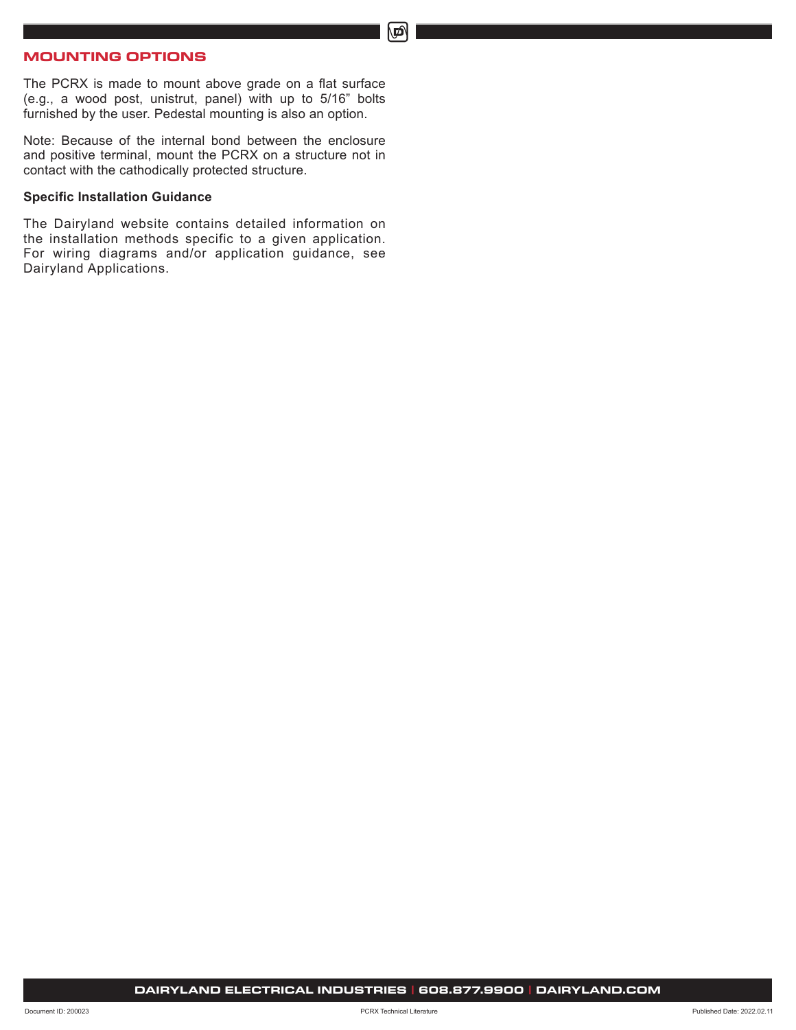## MOUNTING OPTIONS

The PCRX is made to mount above grade on a flat surface (e.g., a wood post, unistrut, panel) with up to 5/16" bolts furnished by the user. Pedestal mounting is also an option.

Note: Because of the internal bond between the enclosure and positive terminal, mount the PCRX on a structure not in contact with the cathodically protected structure.

**Specific Installation Guidance**

The Dairyland website contains detailed information on the installation methods specific to a given application. For wiring diagrams and/or application guidance, see Dairyland Applications.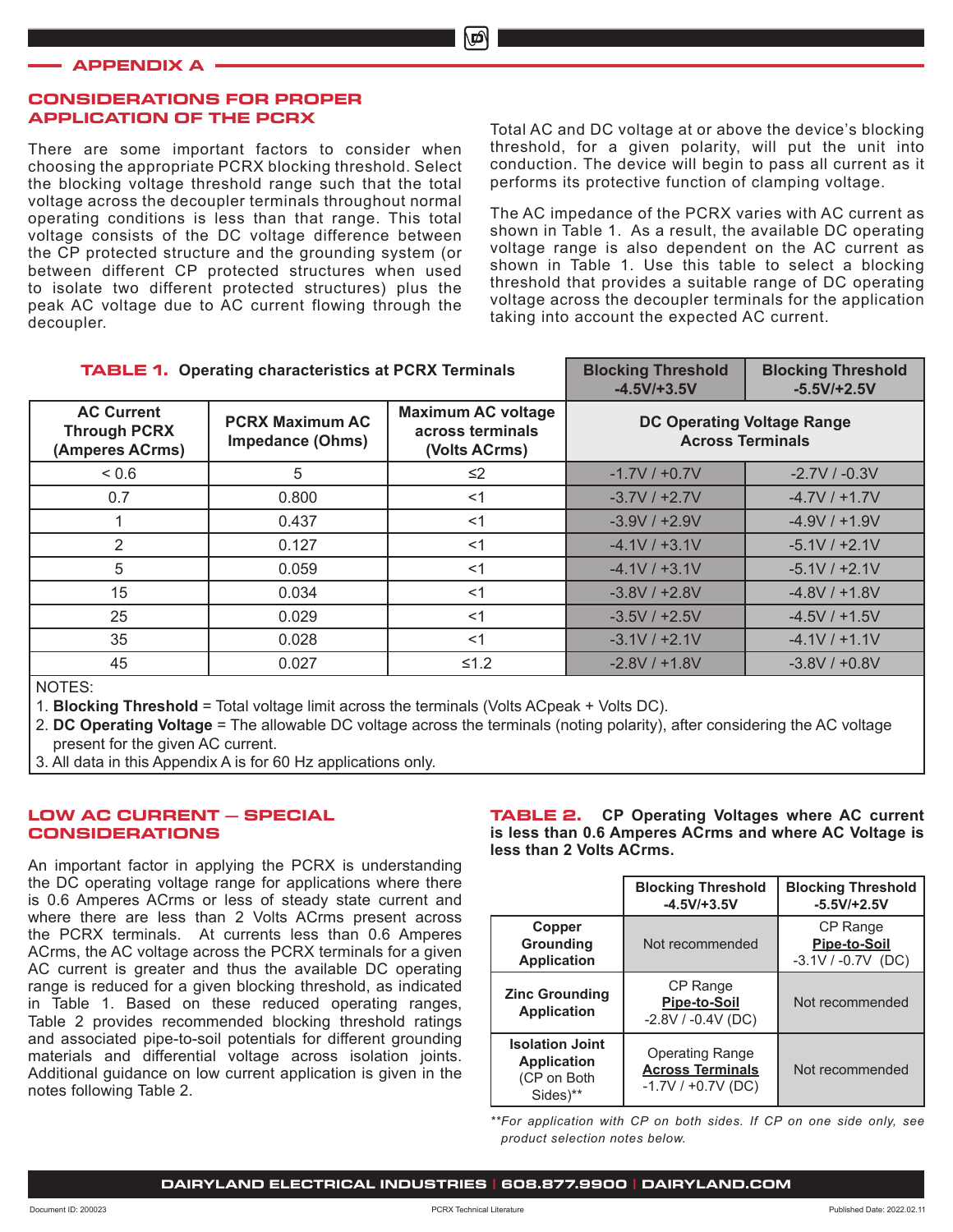## APPENDIX A

### CONSIDERATIONS FOR PROPER APPLICATION OF THE PCRX

There are some important factors to consider when choosing the appropriate PCRX blocking threshold. Select the blocking voltage threshold range such that the total voltage across the decoupler terminals throughout normal operating conditions is less than that range. This total voltage consists of the DC voltage difference between the CP protected structure and the grounding system (or between different CP protected structures when used to isolate two different protected structures) plus the peak AC voltage due to AC current flowing through the decoupler.

Total AC and DC voltage at or above the device's blocking threshold, for a given polarity, will put the unit into conduction. The device will begin to pass all current as it performs its protective function of clamping voltage.

The AC impedance of the PCRX varies with AC current as shown in Table 1. As a result, the available DC operating voltage range is also dependent on the AC current as shown in Table 1. Use this table to select a blocking threshold that provides a suitable range of DC operating voltage across the decoupler terminals for the application taking into account the expected AC current.

**TABLE 1. Operating characteristics at PCRX Terminals**

| AC Current Through PCRX (Amperes ACrms) | PCRX Maximum AC Impedance (Ohms) | Maximum AC voltage across terminals (Volts ACrms) | Blocking Threshold -4.5V/+3.5V | Blocking Threshold -5.5V/+2.5V |
|---|---|---|---|---|
| | | | DC Operating Voltage Range Across Terminals | |
| < 0.6 | 5 | ≤2 | -1.7V / +0.7V | -2.7V / -0.3V |
| 0.7 | 0.800 | <1 | -3.7V / +2.7V | -4.7V / +1.7V |
| 1 | 0.437 | <1 | -3.9V / +2.9V | -4.9V / +1.9V |
| 2 | 0.127 | <1 | -4.1V / +3.1V | -5.1V / +2.1V |
| 5 | 0.059 | <1 | -4.1V / +3.1V | -5.1V / +2.1V |
| 15 | 0.034 | <1 | -3.8V / +2.8V | -4.8V / +1.8V |
| 25 | 0.029 | <1 | -3.5V / +2.5V | -4.5V / +1.5V |
| 35 | 0.028 | <1 | -3.1V / +2.1V | -4.1V / +1.1V |
| 45 | 0.027 | ≤1.2 | -2.8V / +1.8V | -3.8V / +0.8V |

NOTES:
1. **Blocking Threshold** = Total voltage limit across the terminals (Volts ACpeak + Volts DC).
2. **DC Operating Voltage** = The allowable DC voltage across the terminals (noting polarity), after considering the AC voltage present for the given AC current.
3. All data in this Appendix A is for 60 Hz applications only.

### LOW AC CURRENT — SPECIAL CONSIDERATIONS

An important factor in applying the PCRX is understanding the DC operating voltage range for applications where there is 0.6 Amperes ACrms or less of steady state current and where there are less than 2 Volts ACrms present across the PCRX terminals. At currents less than 0.6 Amperes ACrms, the AC voltage across the PCRX terminals for a given AC current is greater and thus the available DC operating range is reduced for a given blocking threshold, as indicated in Table 1. Based on these reduced operating ranges, Table 2 provides recommended blocking threshold ratings and associated pipe-to-soil potentials for different grounding materials and differential voltage across isolation joints. Additional guidance on low current application is given in the notes following Table 2.

**TABLE 2. CP Operating Voltages where AC current is less than 0.6 Amperes ACrms and where AC Voltage is less than 2 Volts ACrms.**

| | Blocking Threshold -4.5V/+3.5V | Blocking Threshold -5.5V/+2.5V |
|---|---|---|
| **Copper Grounding Application** | Not recommended | CP Range **Pipe-to-Soil** -3.1V / -0.7V (DC) |
| **Zinc Grounding Application** | CP Range **Pipe-to-Soil** -2.8V / -0.4V (DC) | Not recommended |
| **Isolation Joint Application** (CP on Both Sides)** | Operating Range **Across Terminals** -1.7V / +0.7V (DC) | Not recommended |

*\*\*For application with CP on both sides. If CP on one side only, see product selection notes below.*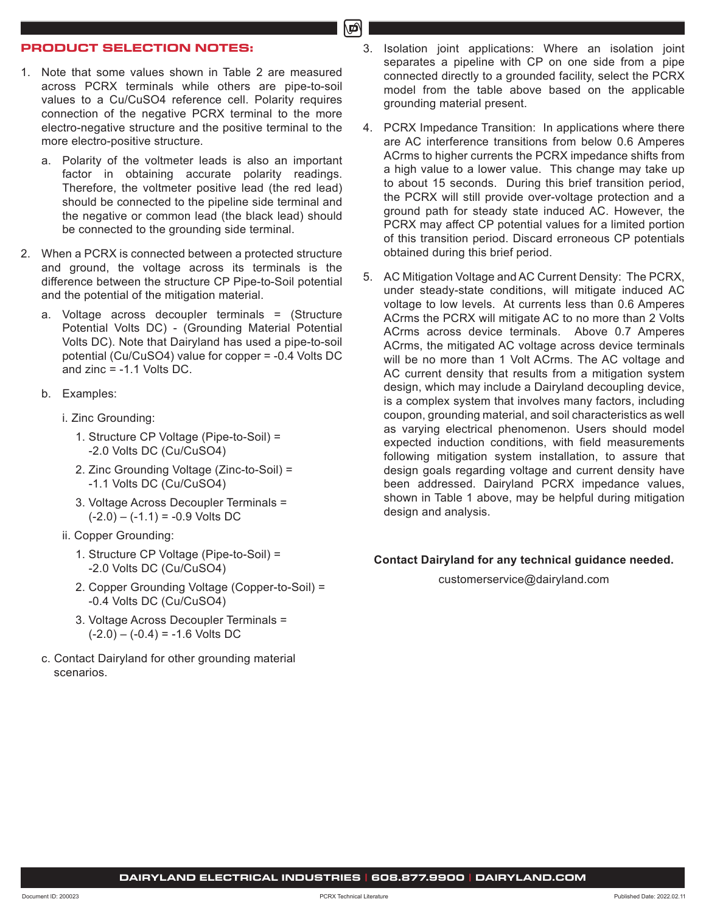## PRODUCT SELECTION NOTES:

1. Note that some values shown in Table 2 are measured across PCRX terminals while others are pipe-to-soil values to a $Cu/CuSO_4$ reference cell. Polarity requires connection of the negative PCRX terminal to the more electro-negative structure and the positive terminal to the more electro-positive structure.
   a. Polarity of the voltmeter leads is also an important factor in obtaining accurate polarity readings. Therefore, the voltmeter positive lead (the red lead) should be connected to the pipeline side terminal and the negative or common lead (the black lead) should be connected to the grounding side terminal.

2. When a PCRX is connected between a protected structure and ground, the voltage across its terminals is the difference between the structure CP Pipe-to-Soil potential and the potential of the mitigation material.
   a. Voltage across decoupler terminals = (Structure Potential Volts DC) - (Grounding Material Potential Volts DC). Note that Dairyland has used a pipe-to-soil potential ($Cu/CuSO_4$) value for copper = -0.4 Volts DC and zinc = -1.1 Volts DC.
   b. Examples:
      i. Zinc Grounding:
         1. Structure CP Voltage (Pipe-to-Soil) = -2.0 Volts DC ($Cu/CuSO_4$)
         2. Zinc Grounding Voltage (Zinc-to-Soil) = -1.1 Volts DC ($Cu/CuSO_4$)
         3. Voltage Across Decoupler Terminals = (-2.0) – (-1.1) = -0.9 Volts DC

      ii. Copper Grounding:
         1. Structure CP Voltage (Pipe-to-Soil) = -2.0 Volts DC ($Cu/CuSO_4$)
         2. Copper Grounding Voltage (Copper-to-Soil) = -0.4 Volts DC ($Cu/CuSO_4$)
         3. Voltage Across Decoupler Terminals = (-2.0) – (-0.4) = -1.6 Volts DC

   c. Contact Dairyland for other grounding material scenarios.

3. Isolation joint applications: Where an isolation joint separates a pipeline with CP on one side from a pipe connected directly to a grounded facility, select the PCRX model from the table above based on the applicable grounding material present.

4. PCRX Impedance Transition: In applications where there are AC interference transitions from below 0.6 Amperes ACrms to higher currents the PCRX impedance shifts from a high value to a lower value. This change may take up to about 15 seconds. During this brief transition period, the PCRX will still provide over-voltage protection and a ground path for steady state induced AC. However, the PCRX may affect CP potential values for a limited portion of this transition period. Discard erroneous CP potentials obtained during this brief period.

5. AC Mitigation Voltage and AC Current Density: The PCRX, under steady-state conditions, will mitigate induced AC voltage to low levels. At currents less than 0.6 Amperes ACrms the PCRX will mitigate AC to no more than 2 Volts ACrms across device terminals. Above 0.7 Amperes ACrms, the mitigated AC voltage across device terminals will be no more than 1 Volt ACrms. The AC voltage and AC current density that results from a mitigation system design, which may include a Dairyland decoupling device, is a complex system that involves many factors, including coupon, grounding material, and soil characteristics as well as varying electrical phenomenon. Users should model expected induction conditions, with field measurements following mitigation system installation, to assure that design goals regarding voltage and current density have been addressed. Dairyland PCRX impedance values, shown in Table 1 above, may be helpful during mitigation design and analysis.

**Contact Dairyland for any technical guidance needed.**

customerservice@dairyland.com